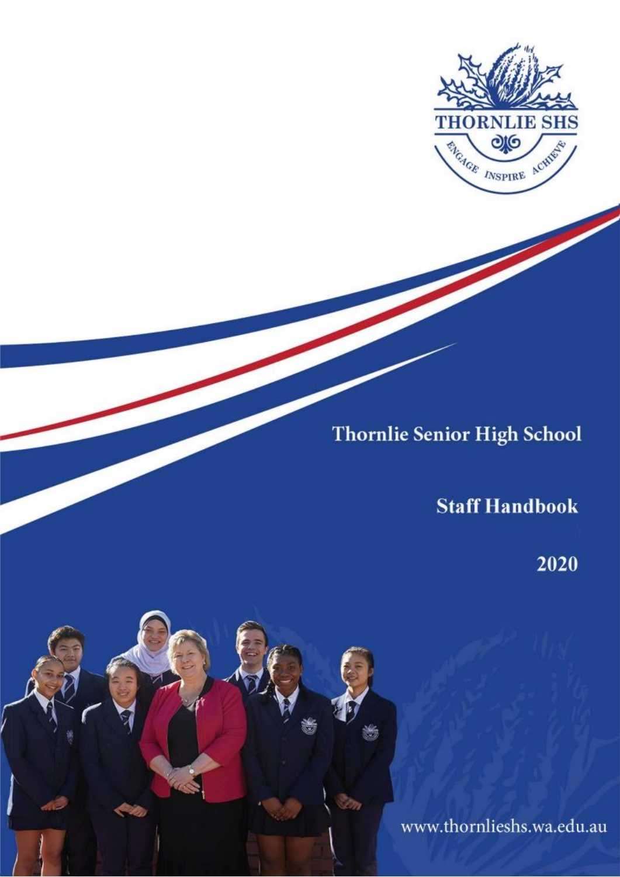THORNLIE SHS

ENGAGE INSPIRE ACHIEVE

# Thornlie Senior High School

## Staff Handbook

## 2020

www.thornlieshs.wa.edu.au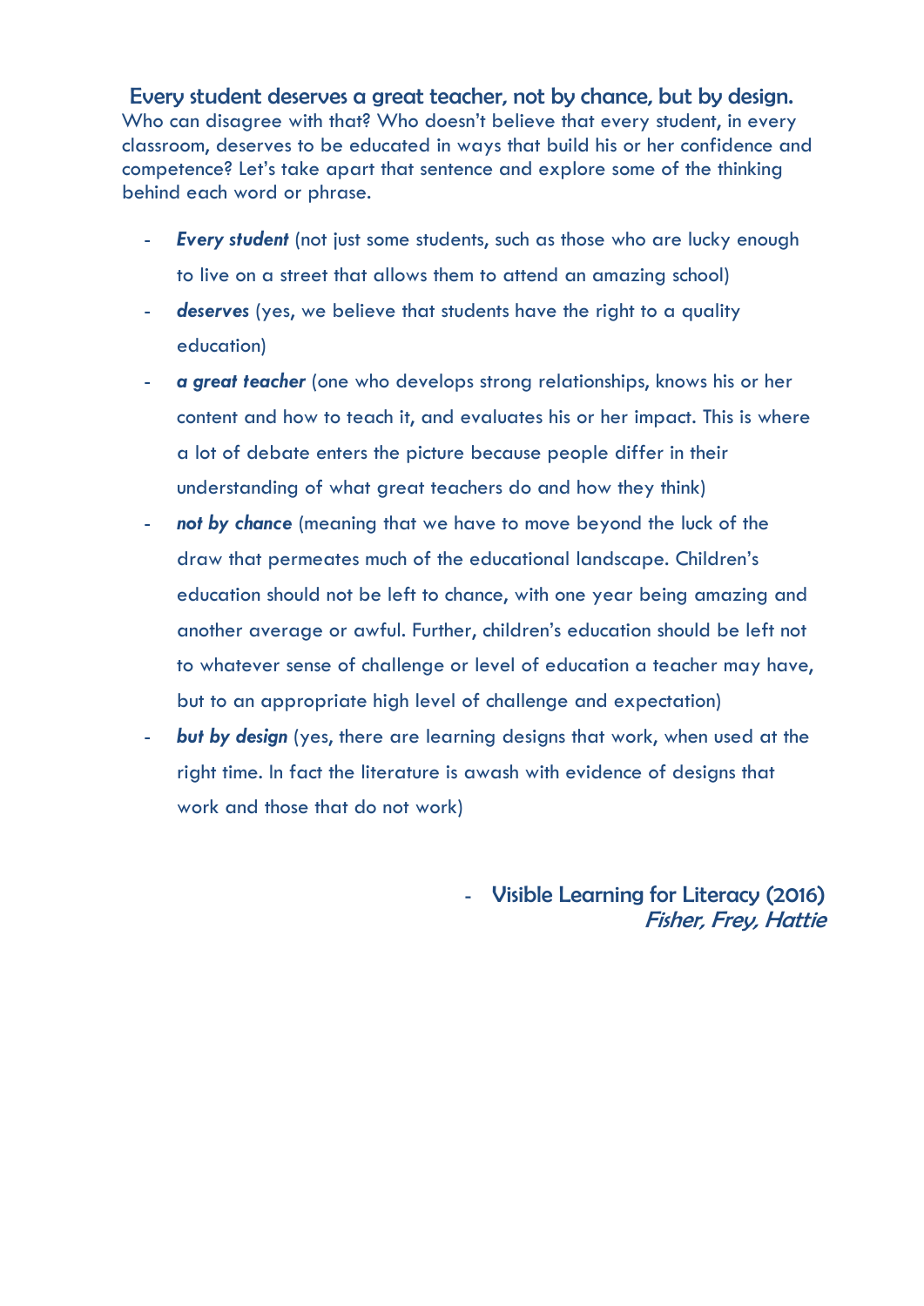## Every student deserves a great teacher, not by chance, but by design.

Who can disagree with that? Who doesn't believe that every student, in every classroom, deserves to be educated in ways that build his or her confidence and competence? Let's take apart that sentence and explore some of the thinking behind each word or phrase.

- ***Every student*** (not just some students, such as those who are lucky enough to live on a street that allows them to attend an amazing school)
- ***deserves*** (yes, we believe that students have the right to a quality education)
- ***a great teacher*** (one who develops strong relationships, knows his or her content and how to teach it, and evaluates his or her impact. This is where a lot of debate enters the picture because people differ in their understanding of what great teachers do and how they think)
- ***not by chance*** (meaning that we have to move beyond the luck of the draw that permeates much of the educational landscape. Children's education should not be left to chance, with one year being amazing and another average or awful. Further, children's education should be left not to whatever sense of challenge or level of education a teacher may have, but to an appropriate high level of challenge and expectation)
- ***but by design*** (yes, there are learning designs that work, when used at the right time. In fact the literature is awash with evidence of designs that work and those that do not work)

- Visible Learning for Literacy (2016)
*Fisher, Frey, Hattie*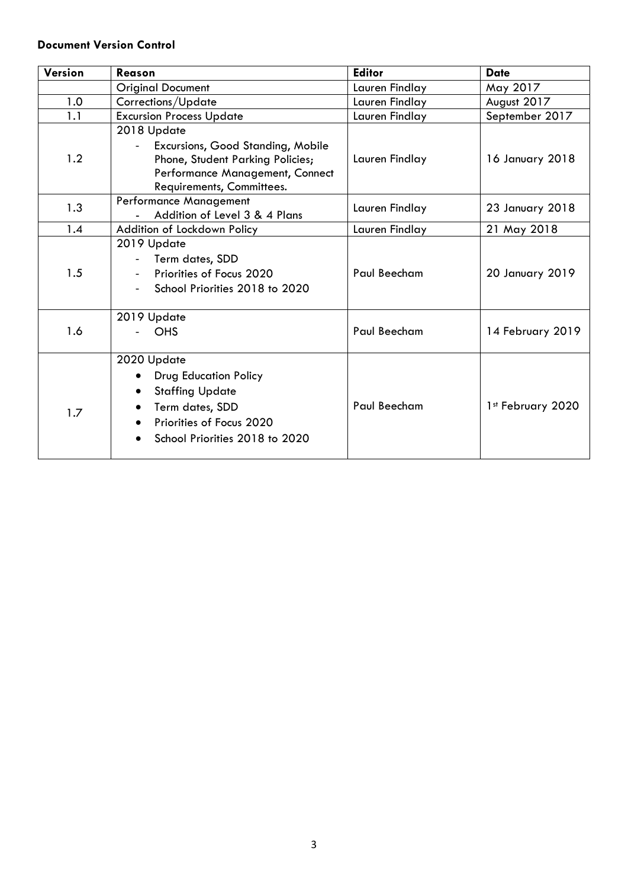**Document Version Control**

| Version | Reason | Editor | Date |
| --- | --- | --- | --- |
| | Original Document | Lauren Findlay | May 2017 |
| 1.0 | Corrections/Update | Lauren Findlay | August 2017 |
| 1.1 | Excursion Process Update | Lauren Findlay | September 2017 |
| 1.2 | 2018 Update<br>- Excursions, Good Standing, Mobile Phone, Student Parking Policies; Performance Management, Connect Requirements, Committees. | Lauren Findlay | 16 January 2018 |
| 1.3 | Performance Management<br>- Addition of Level 3 & 4 Plans | Lauren Findlay | 23 January 2018 |
| 1.4 | Addition of Lockdown Policy | Lauren Findlay | 21 May 2018 |
| 1.5 | 2019 Update<br>- Term dates, SDD<br>- Priorities of Focus 2020<br>- School Priorities 2018 to 2020 | Paul Beecham | 20 January 2019 |
| 1.6 | 2019 Update<br>- OHS | Paul Beecham | 14 February 2019 |
| 1.7 | 2020 Update<br>• Drug Education Policy<br>• Staffing Update<br>• Term dates, SDD<br>• Priorities of Focus 2020<br>• School Priorities 2018 to 2020 | Paul Beecham | 1st February 2020 |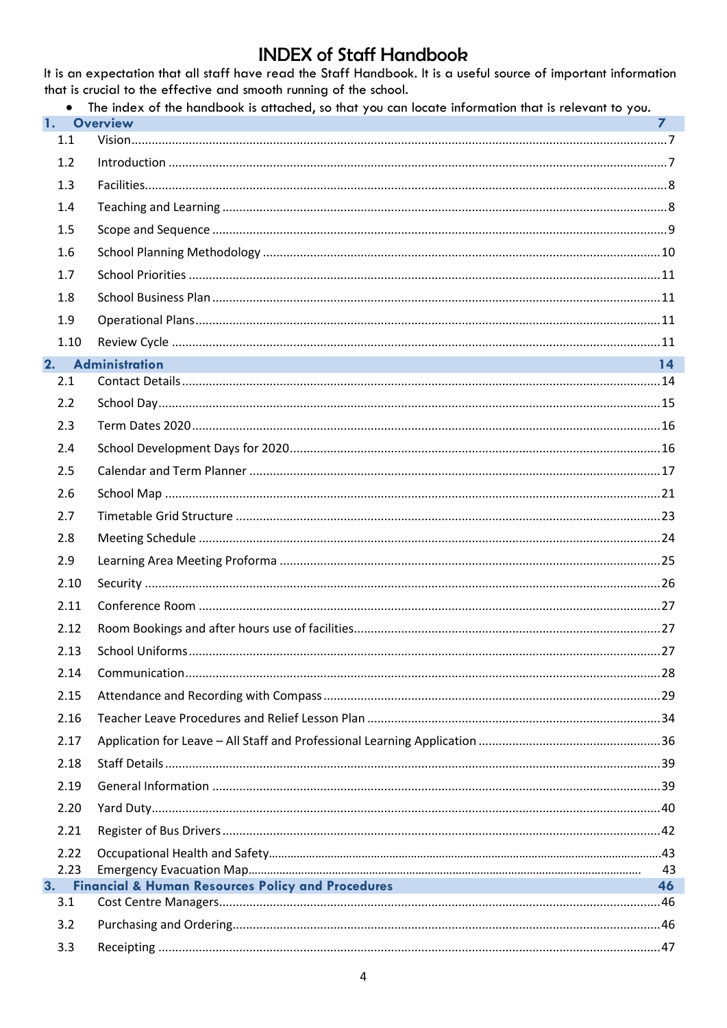# INDEX of Staff Handbook

It is an expectation that all staff have read the Staff Handbook. It is a useful source of important information that is crucial to the effective and smooth running of the school.

- The index of the handbook is attached, so that you can locate information that is relevant to you.

| | | |
|---|---|---|
| **1.** | **Overview** | **7** |
| 1.1 | Vision | 7 |
| 1.2 | Introduction | 7 |
| 1.3 | Facilities | 8 |
| 1.4 | Teaching and Learning | 8 |
| 1.5 | Scope and Sequence | 9 |
| 1.6 | School Planning Methodology | 10 |
| 1.7 | School Priorities | 11 |
| 1.8 | School Business Plan | 11 |
| 1.9 | Operational Plans | 11 |
| 1.10 | Review Cycle | 11 |
| **2.** | **Administration** | **14** |
| 2.1 | Contact Details | 14 |
| 2.2 | School Day | 15 |
| 2.3 | Term Dates 2020 | 16 |
| 2.4 | School Development Days for 2020 | 16 |
| 2.5 | Calendar and Term Planner | 17 |
| 2.6 | School Map | 21 |
| 2.7 | Timetable Grid Structure | 23 |
| 2.8 | Meeting Schedule | 24 |
| 2.9 | Learning Area Meeting Proforma | 25 |
| 2.10 | Security | 26 |
| 2.11 | Conference Room | 27 |
| 2.12 | Room Bookings and after hours use of facilities | 27 |
| 2.13 | School Uniforms | 27 |
| 2.14 | Communication | 28 |
| 2.15 | Attendance and Recording with Compass | 29 |
| 2.16 | Teacher Leave Procedures and Relief Lesson Plan | 34 |
| 2.17 | Application for Leave – All Staff and Professional Learning Application | 36 |
| 2.18 | Staff Details | 39 |
| 2.19 | General Information | 39 |
| 2.20 | Yard Duty | 40 |
| 2.21 | Register of Bus Drivers | 42 |
| 2.22 | Occupational Health and Safety | 43 |
| 2.23 | Emergency Evacuation Map | 43 |
| **3.** | **Financial & Human Resources Policy and Procedures** | **46** |
| 3.1 | Cost Centre Managers | 46 |
| 3.2 | Purchasing and Ordering | 46 |
| 3.3 | Receipting | 47 |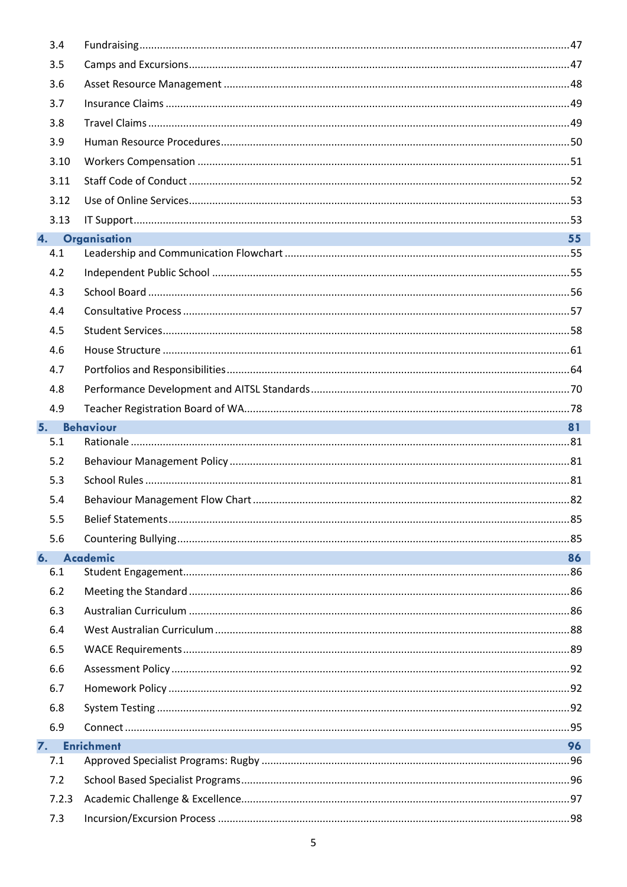| | | |
|---|---|---|
| 3.4 | Fundraising | 47 |
| 3.5 | Camps and Excursions | 47 |
| 3.6 | Asset Resource Management | 48 |
| 3.7 | Insurance Claims | 49 |
| 3.8 | Travel Claims | 49 |
| 3.9 | Human Resource Procedures | 50 |
| 3.10 | Workers Compensation | 51 |
| 3.11 | Staff Code of Conduct | 52 |
| 3.12 | Use of Online Services | 53 |
| 3.13 | IT Support | 53 |
| **4.** | **Organisation** | **55** |
| 4.1 | Leadership and Communication Flowchart | 55 |
| 4.2 | Independent Public School | 55 |
| 4.3 | School Board | 56 |
| 4.4 | Consultative Process | 57 |
| 4.5 | Student Services | 58 |
| 4.6 | House Structure | 61 |
| 4.7 | Portfolios and Responsibilities | 64 |
| 4.8 | Performance Development and AITSL Standards | 70 |
| 4.9 | Teacher Registration Board of WA | 78 |
| **5.** | **Behaviour** | **81** |
| 5.1 | Rationale | 81 |
| 5.2 | Behaviour Management Policy | 81 |
| 5.3 | School Rules | 81 |
| 5.4 | Behaviour Management Flow Chart | 82 |
| 5.5 | Belief Statements | 85 |
| 5.6 | Countering Bullying | 85 |
| **6.** | **Academic** | **86** |
| 6.1 | Student Engagement | 86 |
| 6.2 | Meeting the Standard | 86 |
| 6.3 | Australian Curriculum | 86 |
| 6.4 | West Australian Curriculum | 88 |
| 6.5 | WACE Requirements | 89 |
| 6.6 | Assessment Policy | 92 |
| 6.7 | Homework Policy | 92 |
| 6.8 | System Testing | 92 |
| 6.9 | Connect | 95 |
| **7.** | **Enrichment** | **96** |
| 7.1 | Approved Specialist Programs: Rugby | 96 |
| 7.2 | School Based Specialist Programs | 96 |
| 7.2.3 | Academic Challenge & Excellence | 97 |
| 7.3 | Incursion/Excursion Process | 98 |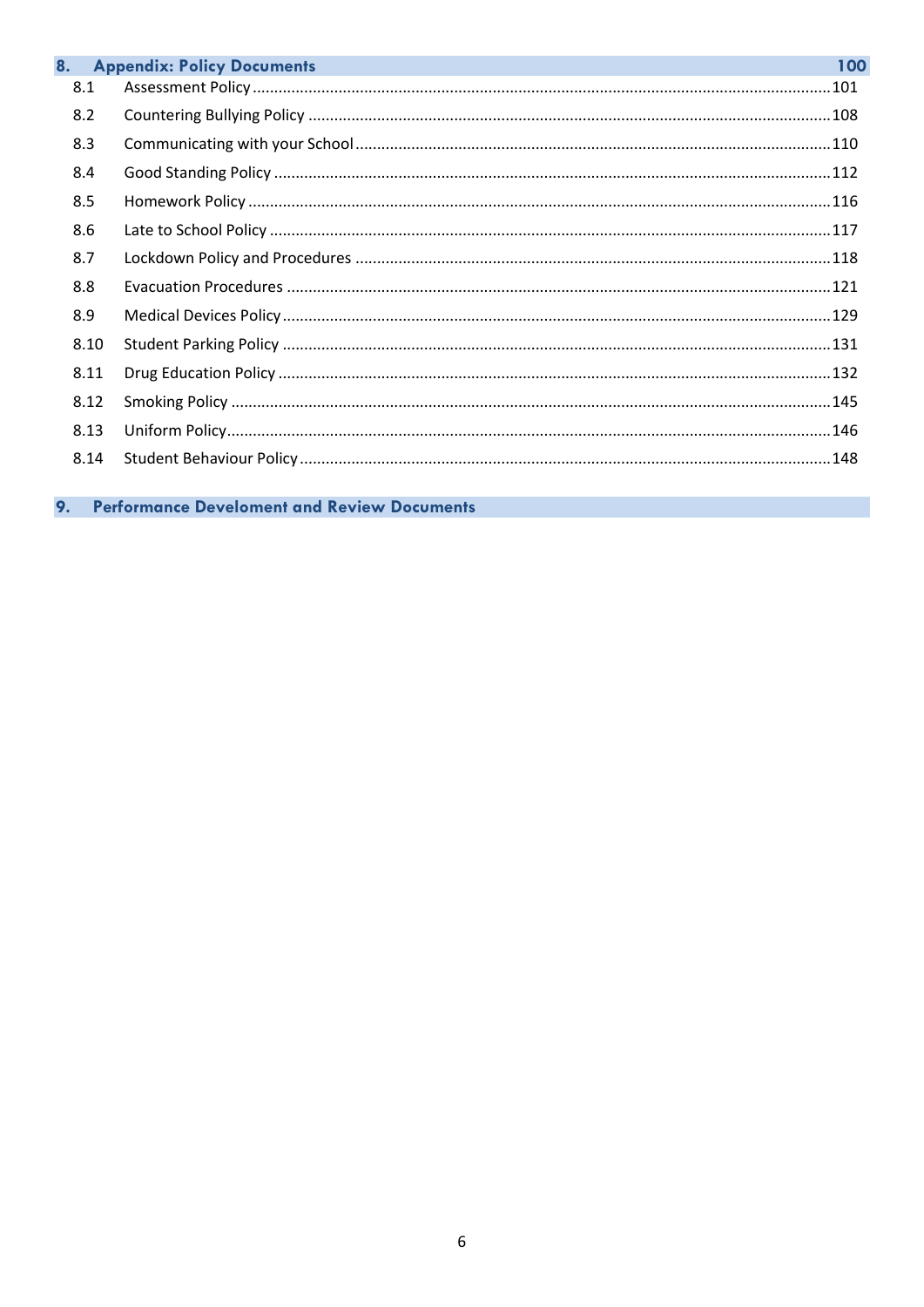**8. Appendix: Policy Documents 100**

| | | |
|---|---|---|
| 8.1 | Assessment Policy | 101 |
| 8.2 | Countering Bullying Policy | 108 |
| 8.3 | Communicating with your School | 110 |
| 8.4 | Good Standing Policy | 112 |
| 8.5 | Homework Policy | 116 |
| 8.6 | Late to School Policy | 117 |
| 8.7 | Lockdown Policy and Procedures | 118 |
| 8.8 | Evacuation Procedures | 121 |
| 8.9 | Medical Devices Policy | 129 |
| 8.10 | Student Parking Policy | 131 |
| 8.11 | Drug Education Policy | 132 |
| 8.12 | Smoking Policy | 145 |
| 8.13 | Uniform Policy | 146 |
| 8.14 | Student Behaviour Policy | 148 |

**9. Performance Develoment and Review Documents**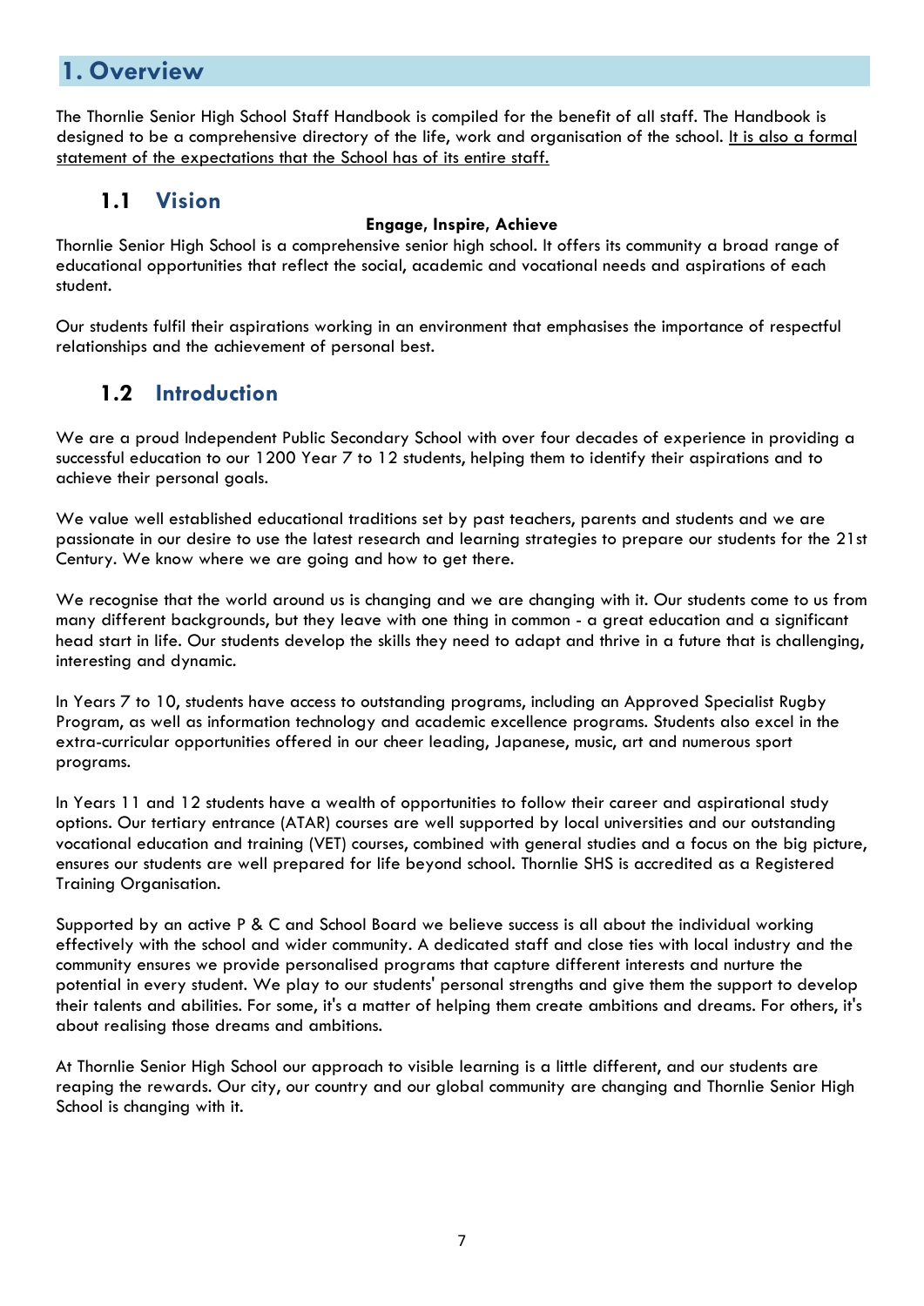# 1. Overview

The Thornlie Senior High School Staff Handbook is compiled for the benefit of all staff. The Handbook is designed to be a comprehensive directory of the life, work and organisation of the school. <u>It is also a formal statement of the expectations that the School has of its entire staff.</u>

## 1.1 Vision

**Engage, Inspire, Achieve**

Thornlie Senior High School is a comprehensive senior high school. It offers its community a broad range of educational opportunities that reflect the social, academic and vocational needs and aspirations of each student.

Our students fulfil their aspirations working in an environment that emphasises the importance of respectful relationships and the achievement of personal best.

## 1.2 Introduction

We are a proud Independent Public Secondary School with over four decades of experience in providing a successful education to our 1200 Year 7 to 12 students, helping them to identify their aspirations and to achieve their personal goals.

We value well established educational traditions set by past teachers, parents and students and we are passionate in our desire to use the latest research and learning strategies to prepare our students for the 21st Century. We know where we are going and how to get there.

We recognise that the world around us is changing and we are changing with it. Our students come to us from many different backgrounds, but they leave with one thing in common - a great education and a significant head start in life. Our students develop the skills they need to adapt and thrive in a future that is challenging, interesting and dynamic.

In Years 7 to 10, students have access to outstanding programs, including an Approved Specialist Rugby Program, as well as information technology and academic excellence programs. Students also excel in the extra-curricular opportunities offered in our cheer leading, Japanese, music, art and numerous sport programs.

In Years 11 and 12 students have a wealth of opportunities to follow their career and aspirational study options. Our tertiary entrance (ATAR) courses are well supported by local universities and our outstanding vocational education and training (VET) courses, combined with general studies and a focus on the big picture, ensures our students are well prepared for life beyond school. Thornlie SHS is accredited as a Registered Training Organisation.

Supported by an active P & C and School Board we believe success is all about the individual working effectively with the school and wider community. A dedicated staff and close ties with local industry and the community ensures we provide personalised programs that capture different interests and nurture the potential in every student. We play to our students' personal strengths and give them the support to develop their talents and abilities. For some, it's a matter of helping them create ambitions and dreams. For others, it's about realising those dreams and ambitions.

At Thornlie Senior High School our approach to visible learning is a little different, and our students are reaping the rewards. Our city, our country and our global community are changing and Thornlie Senior High School is changing with it.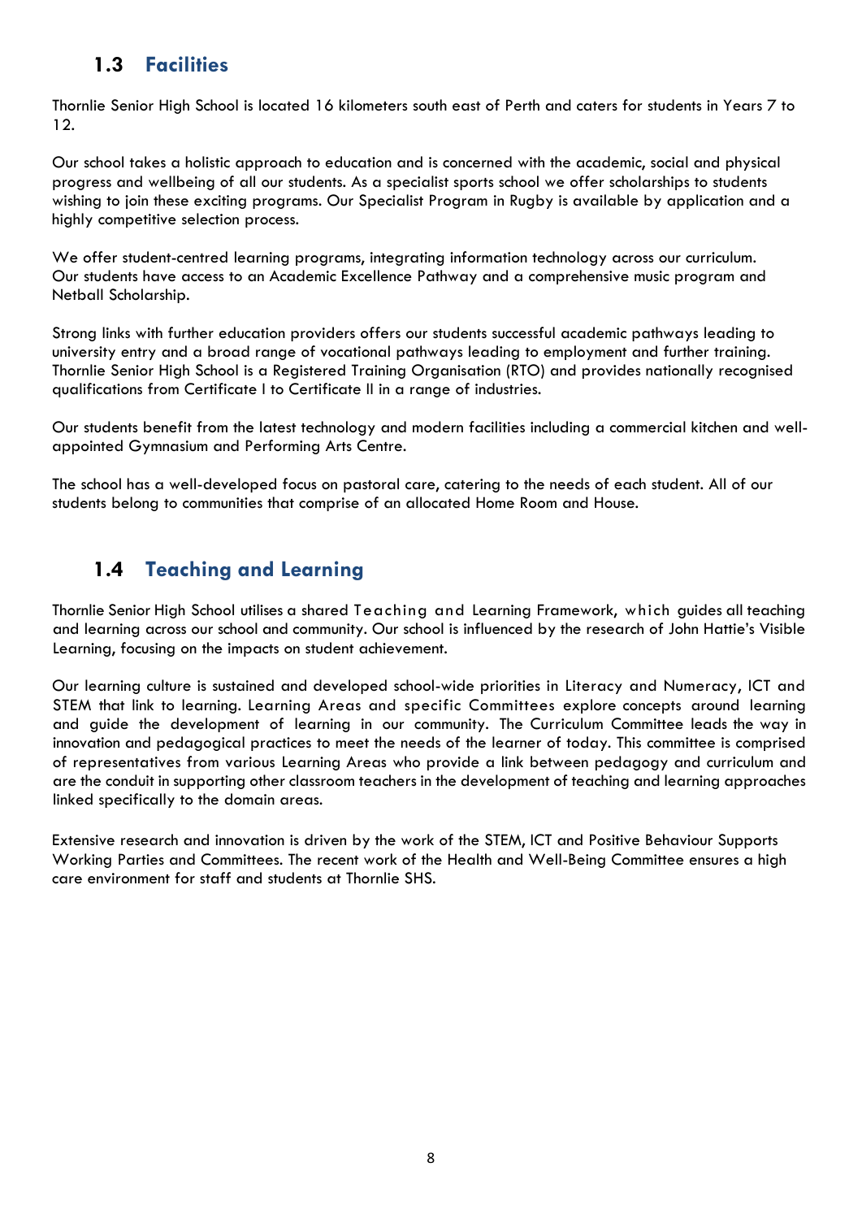## 1.3 Facilities

Thornlie Senior High School is located 16 kilometers south east of Perth and caters for students in Years 7 to 12.

Our school takes a holistic approach to education and is concerned with the academic, social and physical progress and wellbeing of all our students. As a specialist sports school we offer scholarships to students wishing to join these exciting programs. Our Specialist Program in Rugby is available by application and a highly competitive selection process.

We offer student-centred learning programs, integrating information technology across our curriculum. Our students have access to an Academic Excellence Pathway and a comprehensive music program and Netball Scholarship.

Strong links with further education providers offers our students successful academic pathways leading to university entry and a broad range of vocational pathways leading to employment and further training. Thornlie Senior High School is a Registered Training Organisation (RTO) and provides nationally recognised qualifications from Certificate I to Certificate II in a range of industries.

Our students benefit from the latest technology and modern facilities including a commercial kitchen and well-appointed Gymnasium and Performing Arts Centre.

The school has a well-developed focus on pastoral care, catering to the needs of each student. All of our students belong to communities that comprise of an allocated Home Room and House.

## 1.4 Teaching and Learning

Thornlie Senior High School utilises a shared Teaching and Learning Framework, which guides all teaching and learning across our school and community. Our school is influenced by the research of John Hattie's Visible Learning, focusing on the impacts on student achievement.

Our learning culture is sustained and developed school-wide priorities in Literacy and Numeracy, ICT and STEM that link to learning. Learning Areas and specific Committees explore concepts around learning and guide the development of learning in our community. The Curriculum Committee leads the way in innovation and pedagogical practices to meet the needs of the learner of today. This committee is comprised of representatives from various Learning Areas who provide a link between pedagogy and curriculum and are the conduit in supporting other classroom teachers in the development of teaching and learning approaches linked specifically to the domain areas.

Extensive research and innovation is driven by the work of the STEM, ICT and Positive Behaviour Supports Working Parties and Committees. The recent work of the Health and Well-Being Committee ensures a high care environment for staff and students at Thornlie SHS.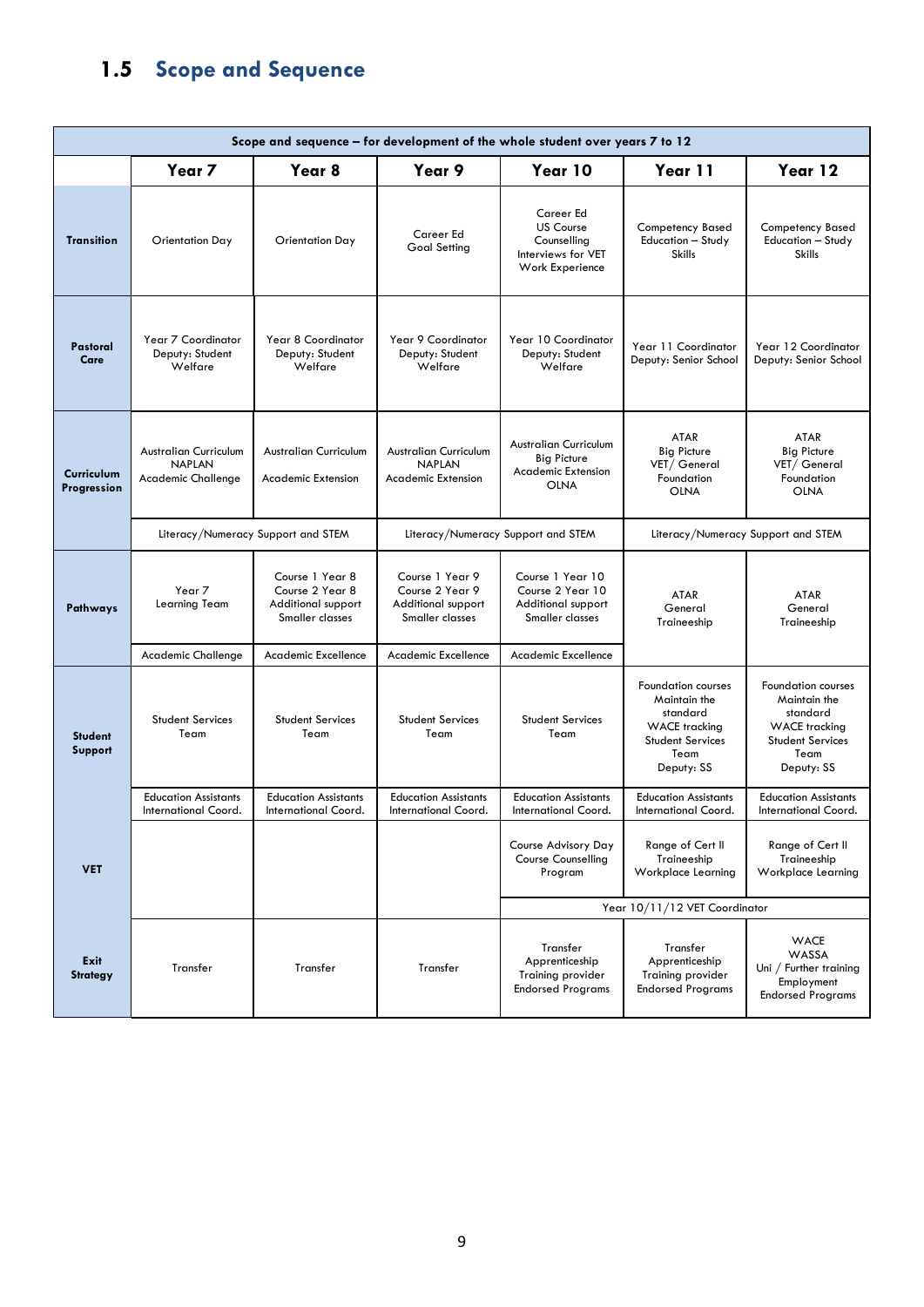## 1.5 Scope and Sequence

| Scope and sequence – for development of the whole student over years 7 to 12 | | | | | | |
|---|---|---|---|---|---|---|
| | **Year 7** | **Year 8** | **Year 9** | **Year 10** | **Year 11** | **Year 12** |
| **Transition** | Orientation Day | Orientation Day | Career Ed Goal Setting | Career Ed US Course Counselling Interviews for VET Work Experience | Competency Based Education – Study Skills | Competency Based Education – Study Skills |
| **Pastoral Care** | Year 7 Coordinator Deputy: Student Welfare | Year 8 Coordinator Deputy: Student Welfare | Year 9 Coordinator Deputy: Student Welfare | Year 10 Coordinator Deputy: Student Welfare | Year 11 Coordinator Deputy: Senior School | Year 12 Coordinator Deputy: Senior School |
| **Curriculum Progression** | Australian Curriculum NAPLAN Academic Challenge | Australian Curriculum Academic Extension | Australian Curriculum NAPLAN Academic Extension | Australian Curriculum Big Picture Academic Extension OLNA | ATAR Big Picture VET/ General Foundation OLNA | ATAR Big Picture VET/ General Foundation OLNA |
| | Literacy/Numeracy Support and STEM | | Literacy/Numeracy Support and STEM | | Literacy/Numeracy Support and STEM | |
| **Pathways** | Year 7 Learning Team | Course 1 Year 8 Course 2 Year 8 Additional support Smaller classes | Course 1 Year 9 Course 2 Year 9 Additional support Smaller classes | Course 1 Year 10 Course 2 Year 10 Additional support Smaller classes | ATAR General Traineeship | ATAR General Traineeship |
| | Academic Challenge | Academic Excellence | Academic Excellence | Academic Excellence | | |
| **Student Support** | Student Services Team | Student Services Team | Student Services Team | Student Services Team | Foundation courses Maintain the standard WACE tracking Student Services Team Deputy: SS | Foundation courses Maintain the standard WACE tracking Student Services Team Deputy: SS |
| | Education Assistants International Coord. | Education Assistants International Coord. | Education Assistants International Coord. | Education Assistants International Coord. | Education Assistants International Coord. | Education Assistants International Coord. |
| **VET** | | | | Course Advisory Day Course Counselling Program | Range of Cert II Traineeship Workplace Learning | Range of Cert II Traineeship Workplace Learning |
| | | | | Year 10/11/12 VET Coordinator | | |
| **Exit Strategy** | Transfer | Transfer | Transfer | Transfer Apprenticeship Training provider Endorsed Programs | Transfer Apprenticeship Training provider Endorsed Programs | WACE WASSA Uni / Further training Employment Endorsed Programs |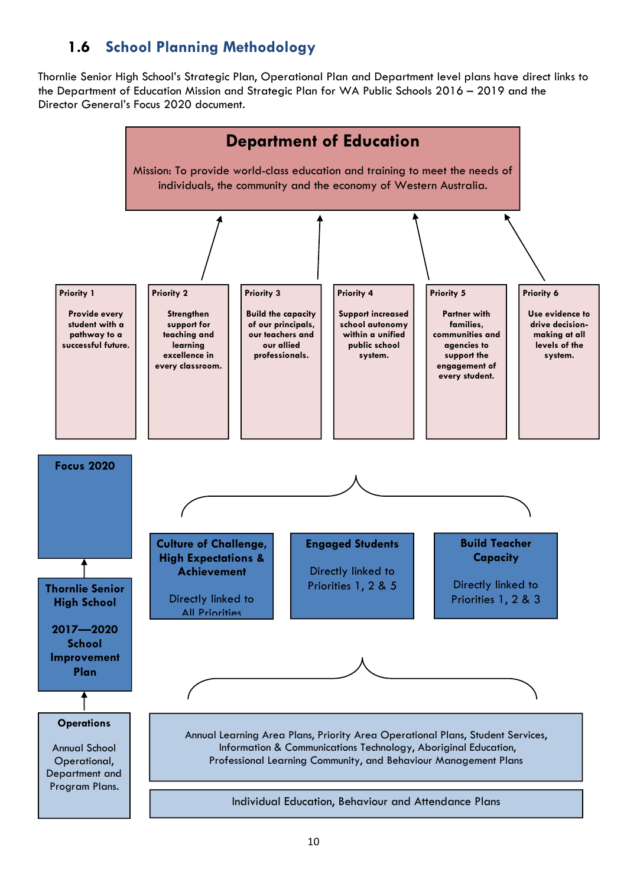## 1.6 School Planning Methodology

Thornlie Senior High School's Strategic Plan, Operational Plan and Department level plans have direct links to the Department of Education Mission and Strategic Plan for WA Public Schools 2016 – 2019 and the Director General's Focus 2020 document.

### Department of Education

Mission: To provide world-class education and training to meet the needs of individuals, the community and the economy of Western Australia.

**Priority 1**

**Provide every student with a pathway to a successful future.**

**Priority 2**

**Strengthen support for teaching and learning excellence in every classroom.**

**Priority 3**

**Build the capacity of our principals, our teachers and our allied professionals.**

**Priority 4**

**Support increased school autonomy within a unified public school system.**

**Priority 5**

**Partner with families, communities and agencies to support the engagement of every student.**

**Priority 6**

**Use evidence to drive decision-making at all levels of the system.**

**Focus 2020**

**Culture of Challenge, High Expectations & Achievement**

Directly linked to All Priorities

**Engaged Students**

Directly linked to Priorities 1, 2 & 5

**Build Teacher Capacity**

Directly linked to Priorities 1, 2 & 3

**Thornlie Senior High School**

**2017—2020 School Improvement Plan**

**Operations**

Annual School Operational, Department and Program Plans.

Annual Learning Area Plans, Priority Area Operational Plans, Student Services, Information & Communications Technology, Aboriginal Education, Professional Learning Community, and Behaviour Management Plans

Individual Education, Behaviour and Attendance Plans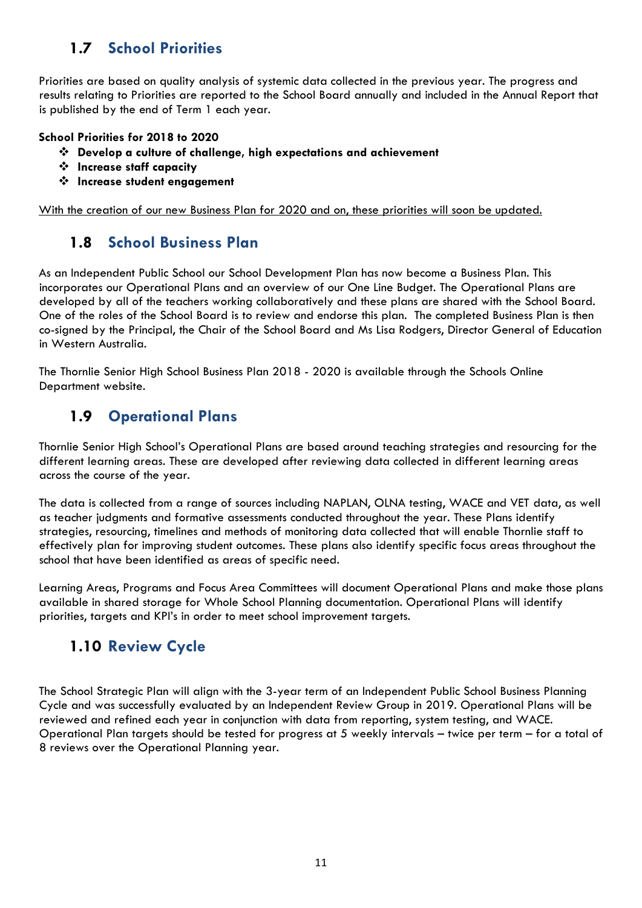## 1.7 School Priorities

Priorities are based on quality analysis of systemic data collected in the previous year. The progress and results relating to Priorities are reported to the School Board annually and included in the Annual Report that is published by the end of Term 1 each year.

**School Priorities for 2018 to 2020**

- **Develop a culture of challenge, high expectations and achievement**
- **Increase staff capacity**
- **Increase student engagement**

<u>With the creation of our new Business Plan for 2020 and on, these priorities will soon be updated.</u>

## 1.8 School Business Plan

As an Independent Public School our School Development Plan has now become a Business Plan. This incorporates our Operational Plans and an overview of our One Line Budget. The Operational Plans are developed by all of the teachers working collaboratively and these plans are shared with the School Board. One of the roles of the School Board is to review and endorse this plan. The completed Business Plan is then co-signed by the Principal, the Chair of the School Board and Ms Lisa Rodgers, Director General of Education in Western Australia.

The Thornlie Senior High School Business Plan 2018 - 2020 is available through the Schools Online Department website.

## 1.9 Operational Plans

Thornlie Senior High School's Operational Plans are based around teaching strategies and resourcing for the different learning areas. These are developed after reviewing data collected in different learning areas across the course of the year.

The data is collected from a range of sources including NAPLAN, OLNA testing, WACE and VET data, as well as teacher judgments and formative assessments conducted throughout the year. These Plans identify strategies, resourcing, timelines and methods of monitoring data collected that will enable Thornlie staff to effectively plan for improving student outcomes. These plans also identify specific focus areas throughout the school that have been identified as areas of specific need.

Learning Areas, Programs and Focus Area Committees will document Operational Plans and make those plans available in shared storage for Whole School Planning documentation. Operational Plans will identify priorities, targets and KPI's in order to meet school improvement targets.

## 1.10 Review Cycle

The School Strategic Plan will align with the 3-year term of an Independent Public School Business Planning Cycle and was successfully evaluated by an Independent Review Group in 2019. Operational Plans will be reviewed and refined each year in conjunction with data from reporting, system testing, and WACE. Operational Plan targets should be tested for progress at 5 weekly intervals – twice per term – for a total of 8 reviews over the Operational Planning year.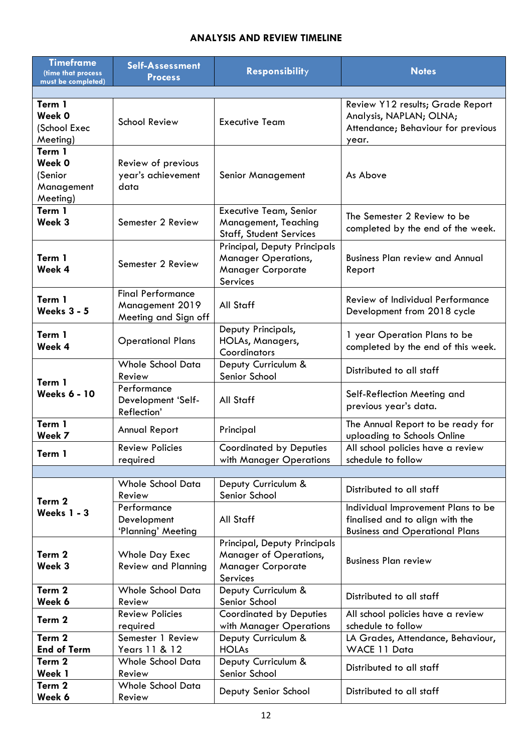## ANALYSIS AND REVIEW TIMELINE

| Timeframe (time that process must be completed) | Self-Assessment Process | Responsibility | Notes |
|---|---|---|---|
| | | | |
| **Term 1 Week 0** (School Exec Meeting) | School Review | Executive Team | Review Y12 results; Grade Report Analysis, NAPLAN; OLNA; Attendance; Behaviour for previous year. |
| **Term 1 Week 0** (Senior Management Meeting) | Review of previous year's achievement data | Senior Management | As Above |
| **Term 1 Week 3** | Semester 2 Review | Executive Team, Senior Management, Teaching Staff, Student Services | The Semester 2 Review to be completed by the end of the week. |
| **Term 1 Week 4** | Semester 2 Review | Principal, Deputy Principals Manager Operations, Manager Corporate Services | Business Plan review and Annual Report |
| **Term 1 Weeks 3 - 5** | Final Performance Management 2019 Meeting and Sign off | All Staff | Review of Individual Performance Development from 2018 cycle |
| **Term 1 Week 4** | Operational Plans | Deputy Principals, HOLAs, Managers, Coordinators | 1 year Operation Plans to be completed by the end of this week. |
| **Term 1 Weeks 6 - 10** | Whole School Data Review | Deputy Curriculum & Senior School | Distributed to all staff |
| | Performance Development 'Self-Reflection' | All Staff | Self-Reflection Meeting and previous year's data. |
| **Term 1 Week 7** | Annual Report | Principal | The Annual Report to be ready for uploading to Schools Online |
| **Term 1** | Review Policies required | Coordinated by Deputies with Manager Operations | All school policies have a review schedule to follow |
| | | | |
| **Term 2 Weeks 1 - 3** | Whole School Data Review | Deputy Curriculum & Senior School | Distributed to all staff |
| | Performance Development 'Planning' Meeting | All Staff | Individual Improvement Plans to be finalised and to align with the Business and Operational Plans |
| **Term 2 Week 3** | Whole Day Exec Review and Planning | Principal, Deputy Principals Manager of Operations, Manager Corporate Services | Business Plan review |
| **Term 2 Week 6** | Whole School Data Review | Deputy Curriculum & Senior School | Distributed to all staff |
| **Term 2** | Review Policies required | Coordinated by Deputies with Manager Operations | All school policies have a review schedule to follow |
| **Term 2 End of Term** | Semester 1 Review Years 11 & 12 | Deputy Curriculum & HOLAs | LA Grades, Attendance, Behaviour, WACE 11 Data |
| **Term 2 Week 1** | Whole School Data Review | Deputy Curriculum & Senior School | Distributed to all staff |
| **Term 2 Week 6** | Whole School Data Review | Deputy Senior School | Distributed to all staff |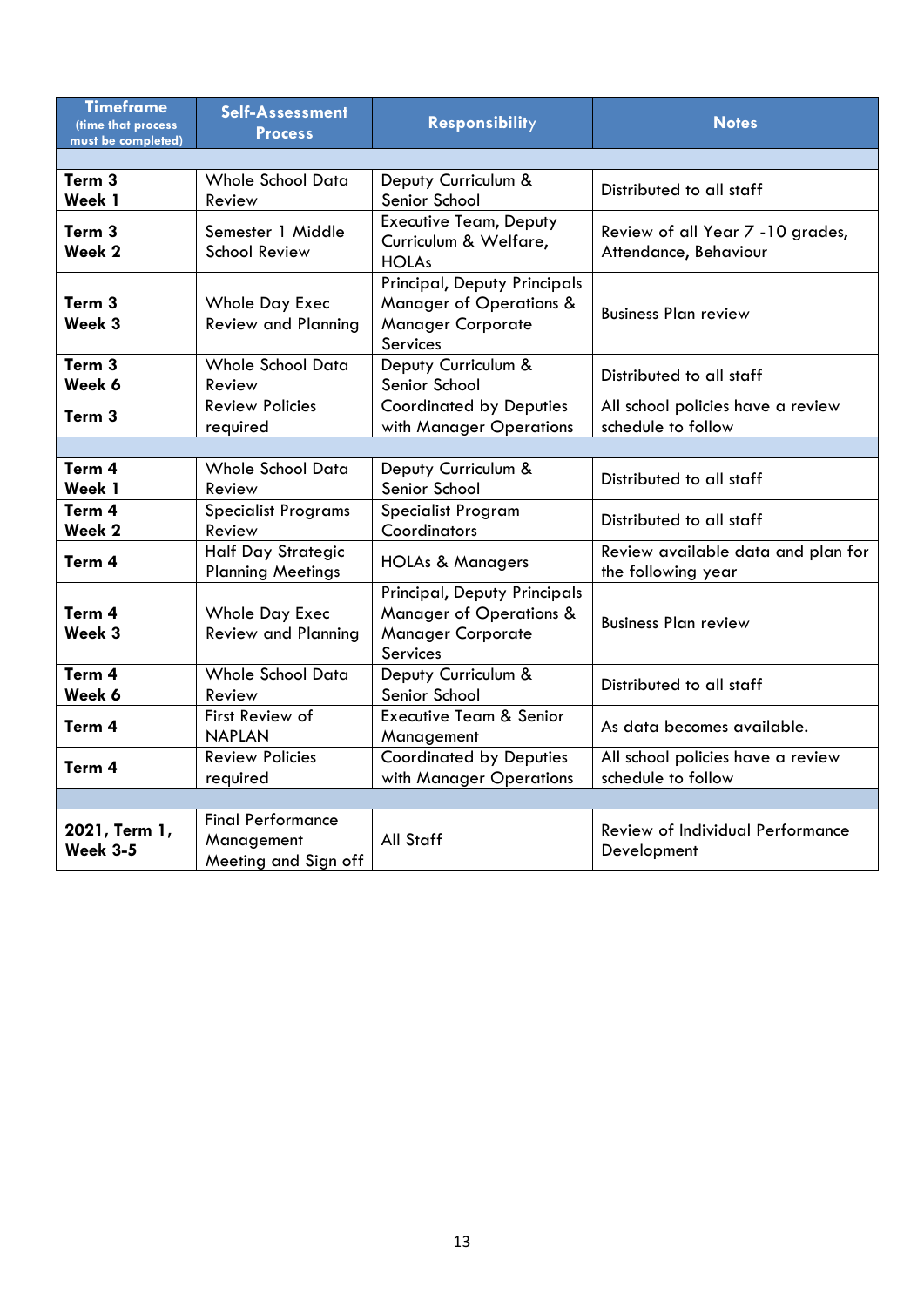| **Timeframe** (time that process must be completed) | **Self-Assessment Process** | **Responsibility** | **Notes** |
|---|---|---|---|
| | | | |
| **Term 3 Week 1** | Whole School Data Review | Deputy Curriculum & Senior School | Distributed to all staff |
| **Term 3 Week 2** | Semester 1 Middle School Review | Executive Team, Deputy Curriculum & Welfare, HOLAs | Review of all Year 7 -10 grades, Attendance, Behaviour |
| **Term 3 Week 3** | Whole Day Exec Review and Planning | Principal, Deputy Principals Manager of Operations & Manager Corporate Services | Business Plan review |
| **Term 3 Week 6** | Whole School Data Review | Deputy Curriculum & Senior School | Distributed to all staff |
| **Term 3** | Review Policies required | Coordinated by Deputies with Manager Operations | All school policies have a review schedule to follow |
| | | | |
| **Term 4 Week 1** | Whole School Data Review | Deputy Curriculum & Senior School | Distributed to all staff |
| **Term 4 Week 2** | Specialist Programs Review | Specialist Program Coordinators | Distributed to all staff |
| **Term 4** | Half Day Strategic Planning Meetings | HOLAs & Managers | Review available data and plan for the following year |
| **Term 4 Week 3** | Whole Day Exec Review and Planning | Principal, Deputy Principals Manager of Operations & Manager Corporate Services | Business Plan review |
| **Term 4 Week 6** | Whole School Data Review | Deputy Curriculum & Senior School | Distributed to all staff |
| **Term 4** | First Review of NAPLAN | Executive Team & Senior Management | As data becomes available. |
| **Term 4** | Review Policies required | Coordinated by Deputies with Manager Operations | All school policies have a review schedule to follow |
| | | | |
| **2021, Term 1, Week 3-5** | Final Performance Management Meeting and Sign off | All Staff | Review of Individual Performance Development |